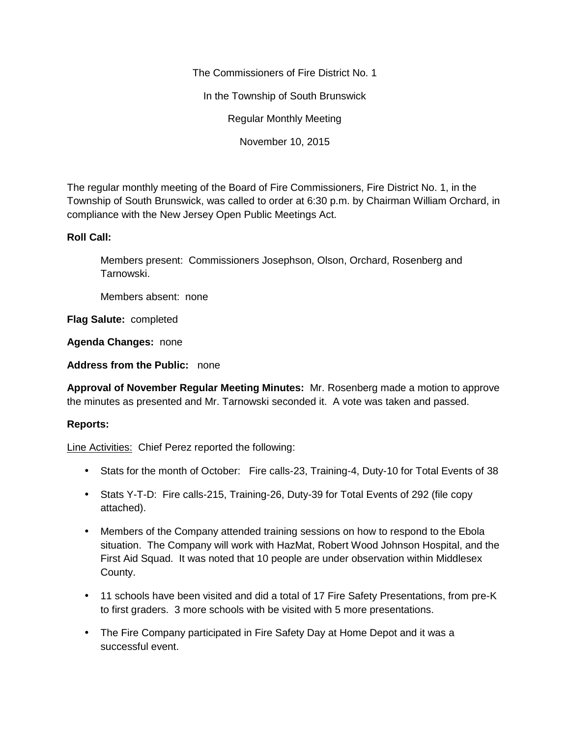The Commissioners of Fire District No. 1

In the Township of South Brunswick

Regular Monthly Meeting

November 10, 2015

The regular monthly meeting of the Board of Fire Commissioners, Fire District No. 1, in the Township of South Brunswick, was called to order at 6:30 p.m. by Chairman William Orchard, in compliance with the New Jersey Open Public Meetings Act.

**Roll Call:**

Members present: Commissioners Josephson, Olson, Orchard, Rosenberg and Tarnowski.

Members absent: none

**Flag Salute:** completed

**Agenda Changes:** none

**Address from the Public:** none

**Approval of November Regular Meeting Minutes:** Mr. Rosenberg made a motion to approve the minutes as presented and Mr. Tarnowski seconded it. A vote was taken and passed.

**Reports:**

<u>Line Activities:</u> Chief Perez reported the following:

- Stats for the month of October: Fire calls-23, Training-4, Duty-10 for Total Events of 38
- Stats Y-T-D: Fire calls-215, Training-26, Duty-39 for Total Events of 292 (file copy attached).
- Members of the Company attended training sessions on how to respond to the Ebola situation. The Company will work with HazMat, Robert Wood Johnson Hospital, and the First Aid Squad. It was noted that 10 people are under observation within Middlesex County.
- 11 schools have been visited and did a total of 17 Fire Safety Presentations, from pre-K to first graders. 3 more schools with be visited with 5 more presentations.
- The Fire Company participated in Fire Safety Day at Home Depot and it was a successful event.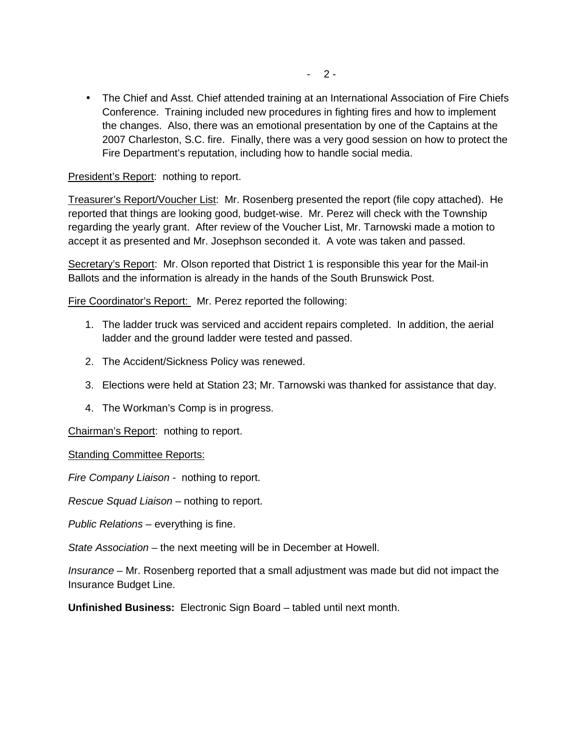- The Chief and Asst. Chief attended training at an International Association of Fire Chiefs Conference. Training included new procedures in fighting fires and how to implement the changes. Also, there was an emotional presentation by one of the Captains at the 2007 Charleston, S.C. fire. Finally, there was a very good session on how to protect the Fire Department's reputation, including how to handle social media.

<u>President's Report</u>: nothing to report.

<u>Treasurer's Report/Voucher List</u>: Mr. Rosenberg presented the report (file copy attached). He reported that things are looking good, budget-wise. Mr. Perez will check with the Township regarding the yearly grant. After review of the Voucher List, Mr. Tarnowski made a motion to accept it as presented and Mr. Josephson seconded it. A vote was taken and passed.

<u>Secretary's Report</u>: Mr. Olson reported that District 1 is responsible this year for the Mail-in Ballots and the information is already in the hands of the South Brunswick Post.

<u>Fire Coordinator's Report:</u> Mr. Perez reported the following:

1. The ladder truck was serviced and accident repairs completed. In addition, the aerial ladder and the ground ladder were tested and passed.
2. The Accident/Sickness Policy was renewed.
3. Elections were held at Station 23; Mr. Tarnowski was thanked for assistance that day.
4. The Workman's Comp is in progress.

<u>Chairman's Report</u>: nothing to report.

<u>Standing Committee Reports:</u>

*Fire Company Liaison* - nothing to report.

*Rescue Squad Liaison* – nothing to report.

*Public Relations* – everything is fine.

*State Association* – the next meeting will be in December at Howell.

*Insurance* – Mr. Rosenberg reported that a small adjustment was made but did not impact the Insurance Budget Line.

**Unfinished Business:** Electronic Sign Board – tabled until next month.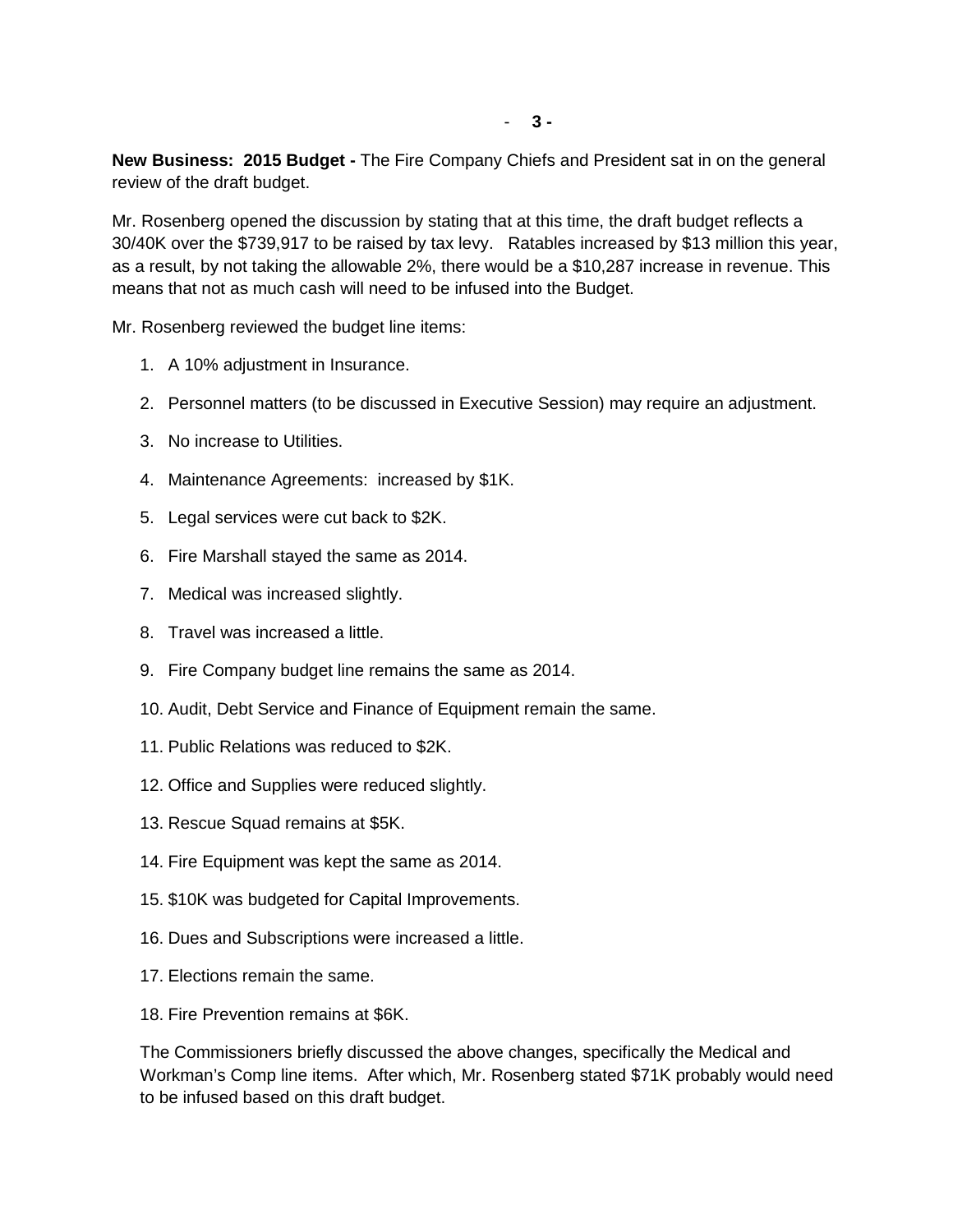**New Business: 2015 Budget -** The Fire Company Chiefs and President sat in on the general review of the draft budget.

Mr. Rosenberg opened the discussion by stating that at this time, the draft budget reflects a 30/40K over the $739,917 to be raised by tax levy. Ratables increased by $13 million this year, as a result, by not taking the allowable 2%, there would be a $10,287 increase in revenue. This means that not as much cash will need to be infused into the Budget.

Mr. Rosenberg reviewed the budget line items:

1. A 10% adjustment in Insurance.
2. Personnel matters (to be discussed in Executive Session) may require an adjustment.
3. No increase to Utilities.
4. Maintenance Agreements: increased by $1K.
5. Legal services were cut back to $2K.
6. Fire Marshall stayed the same as 2014.
7. Medical was increased slightly.
8. Travel was increased a little.
9. Fire Company budget line remains the same as 2014.
10. Audit, Debt Service and Finance of Equipment remain the same.
11. Public Relations was reduced to $2K.
12. Office and Supplies were reduced slightly.
13. Rescue Squad remains at $5K.
14. Fire Equipment was kept the same as 2014.
15. $10K was budgeted for Capital Improvements.
16. Dues and Subscriptions were increased a little.
17. Elections remain the same.
18. Fire Prevention remains at $6K.

The Commissioners briefly discussed the above changes, specifically the Medical and Workman's Comp line items. After which, Mr. Rosenberg stated $71K probably would need to be infused based on this draft budget.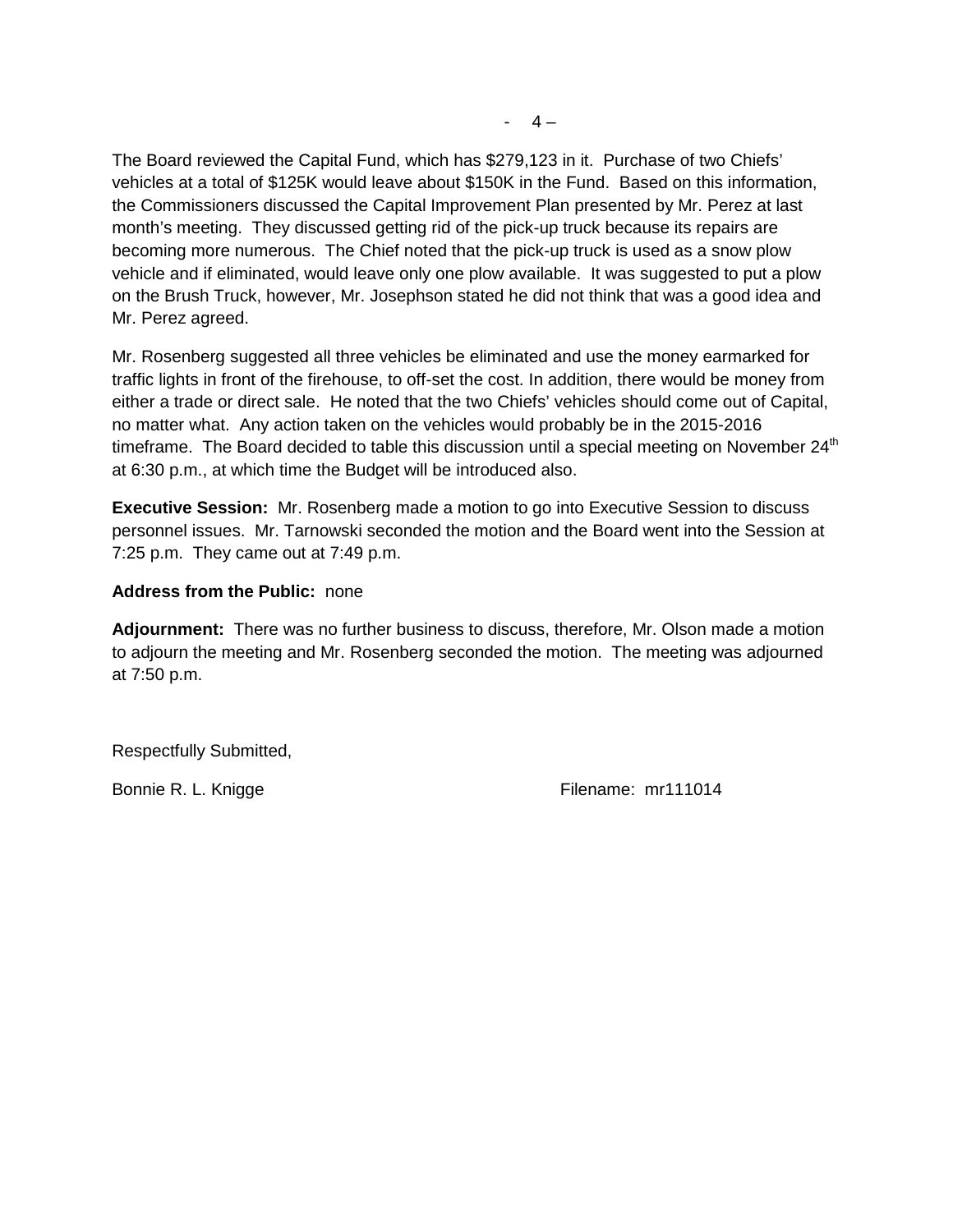The Board reviewed the Capital Fund, which has $279,123 in it. Purchase of two Chiefs' vehicles at a total of $125K would leave about $150K in the Fund. Based on this information, the Commissioners discussed the Capital Improvement Plan presented by Mr. Perez at last month's meeting. They discussed getting rid of the pick-up truck because its repairs are becoming more numerous. The Chief noted that the pick-up truck is used as a snow plow vehicle and if eliminated, would leave only one plow available. It was suggested to put a plow on the Brush Truck, however, Mr. Josephson stated he did not think that was a good idea and Mr. Perez agreed.

Mr. Rosenberg suggested all three vehicles be eliminated and use the money earmarked for traffic lights in front of the firehouse, to off-set the cost. In addition, there would be money from either a trade or direct sale. He noted that the two Chiefs' vehicles should come out of Capital, no matter what. Any action taken on the vehicles would probably be in the 2015-2016 timeframe. The Board decided to table this discussion until a special meeting on November 24th at 6:30 p.m., at which time the Budget will be introduced also.

**Executive Session:** Mr. Rosenberg made a motion to go into Executive Session to discuss personnel issues. Mr. Tarnowski seconded the motion and the Board went into the Session at 7:25 p.m. They came out at 7:49 p.m.

**Address from the Public:** none

**Adjournment:** There was no further business to discuss, therefore, Mr. Olson made a motion to adjourn the meeting and Mr. Rosenberg seconded the motion. The meeting was adjourned at 7:50 p.m.

Respectfully Submitted,

Bonnie R. L. Knigge

Filename: mr111014